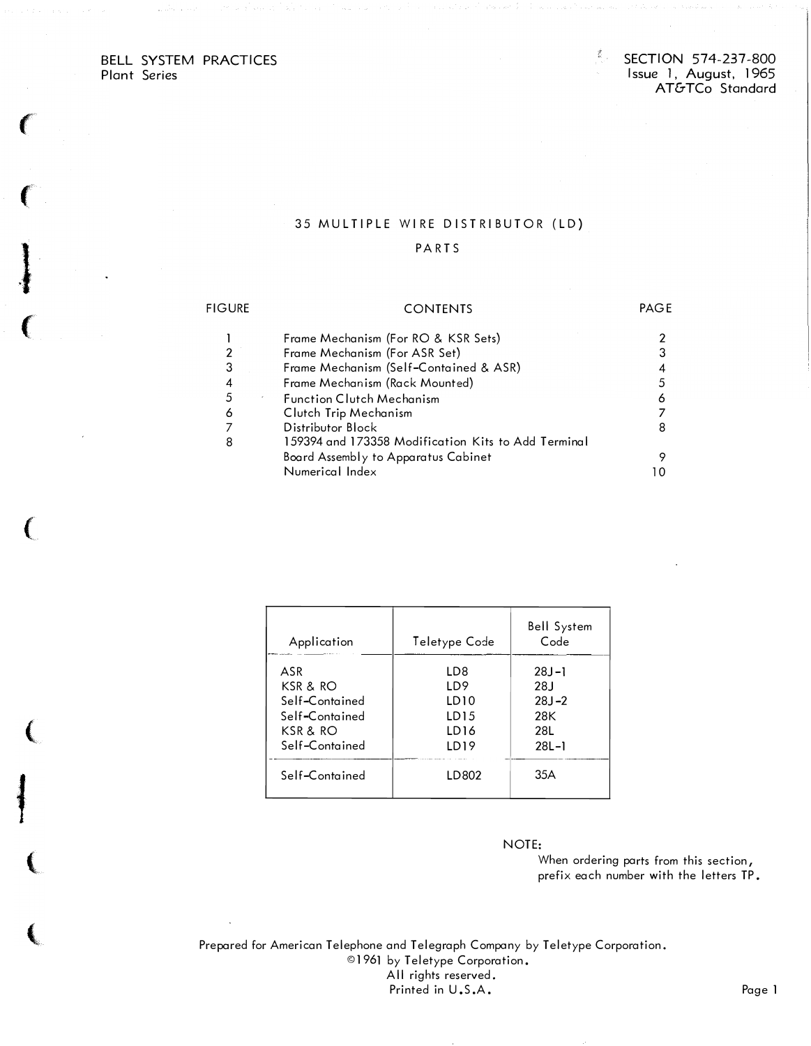BELL SYSTEM PRACTICES
Plant Series

SECTION 574-237-800
Issue 1, August, 1965
AT&TCo Standard

# 35 MULTIPLE WIRE DISTRIBUTOR (LD)

## PARTS

| FIGURE | CONTENTS | PAGE |
|---|---|---|
| 1 | Frame Mechanism (For RO & KSR Sets) | 2 |
| 2 | Frame Mechanism (For ASR Set) | 3 |
| 3 | Frame Mechanism (Self-Contained & ASR) | 4 |
| 4 | Frame Mechanism (Rack Mounted) | 5 |
| 5 | Function Clutch Mechanism | 6 |
| 6 | Clutch Trip Mechanism | 7 |
| 7 | Distributor Block | 8 |
| 8 | 159394 and 173358 Modification Kits to Add Terminal Board Assembly to Apparatus Cabinet | 9 |
| | Numerical Index | 10 |

| Application | Teletype Code | Bell System Code |
|---|---|---|
| ASR | LD8 | 28J-1 |
| KSR & RO | LD9 | 28J |
| Self-Contained | LD10 | 28J-2 |
| Self-Contained | LD15 | 28K |
| KSR & RO | LD16 | 28L |
| Self-Contained | LD19 | 28L-1 |
| Self-Contained | LD802 | 35A |

NOTE:
When ordering parts from this section, prefix each number with the letters TP.

Prepared for American Telephone and Telegraph Company by Teletype Corporation.
©1961 by Teletype Corporation.
All rights reserved.
Printed in U.S.A.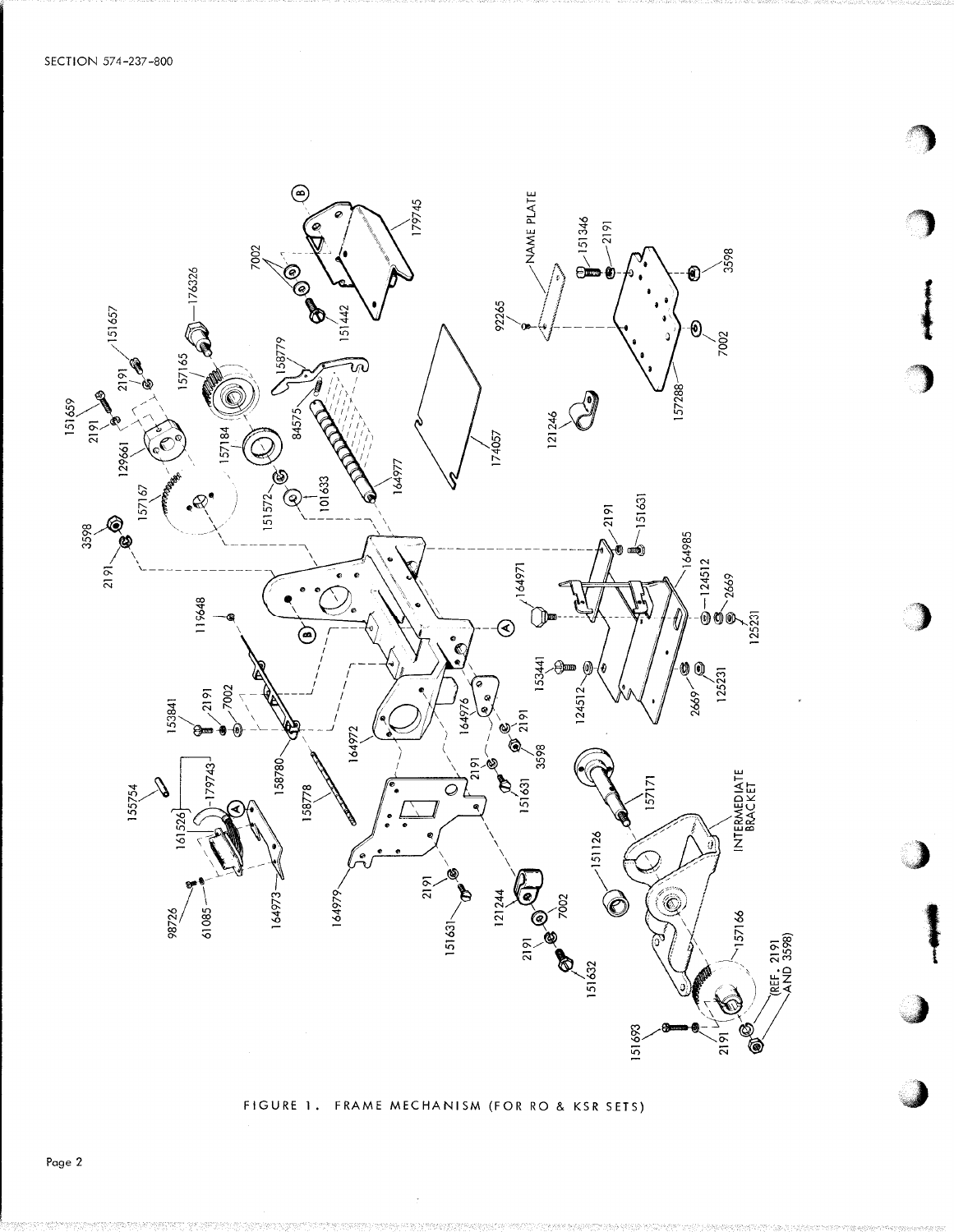FIGURE 1. FRAME MECHANISM (FOR RO & KSR SETS)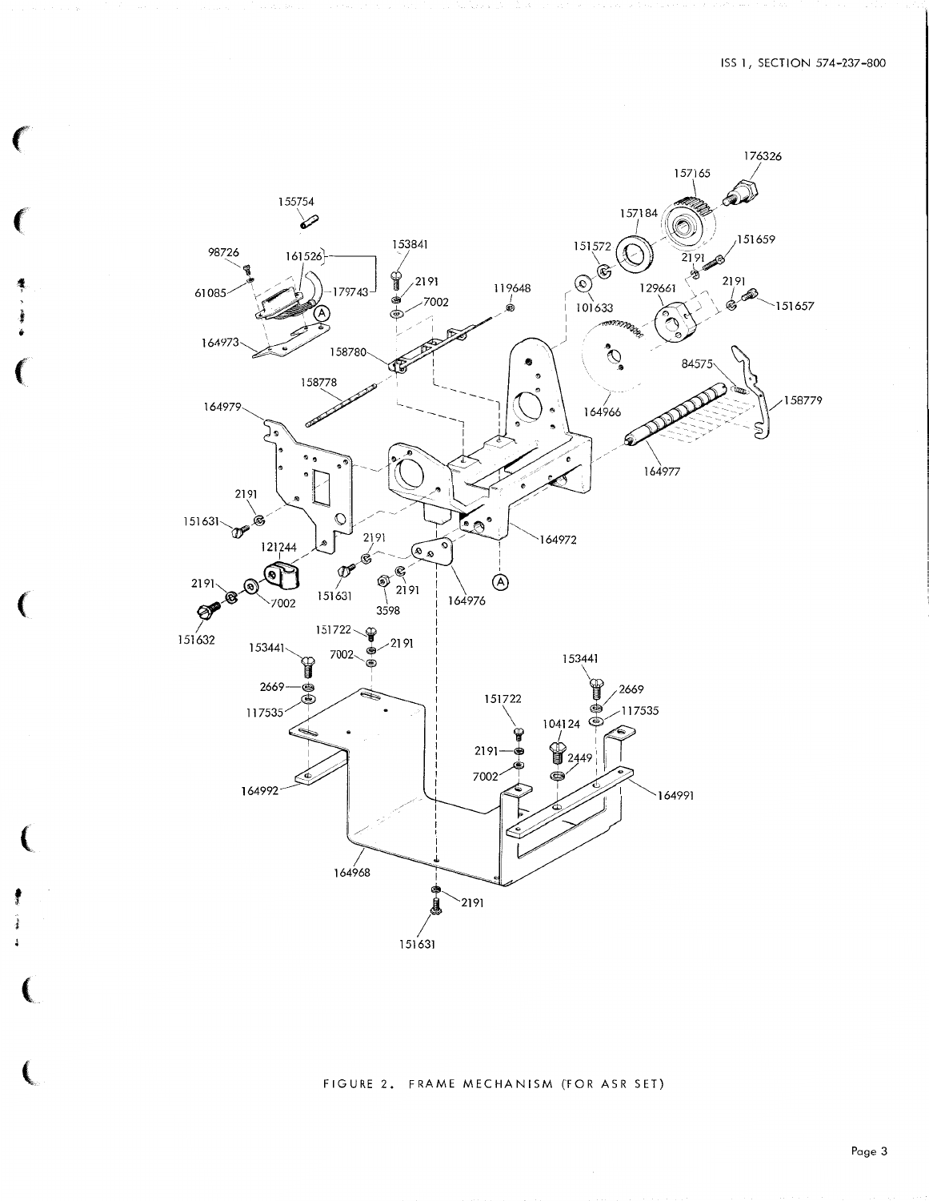155754

98726

61085

161526

179743

164973

153841

2191

7002

119648

158780

158778

164979

2191

151631

121244

2191

7002

151632

2191

151631

3598

2191

164976

164972

176326

157165

157184

151572

151659

2191

101633

129661

2191

151657

84575

158779

164966

164977

151722

2191

7002

153441

2669

117535

164992

164968

153441

2669

117535

151722

104124

2191

2449

7002

164991

2191

151631

FIGURE 2. FRAME MECHANISM (FOR ASR SET)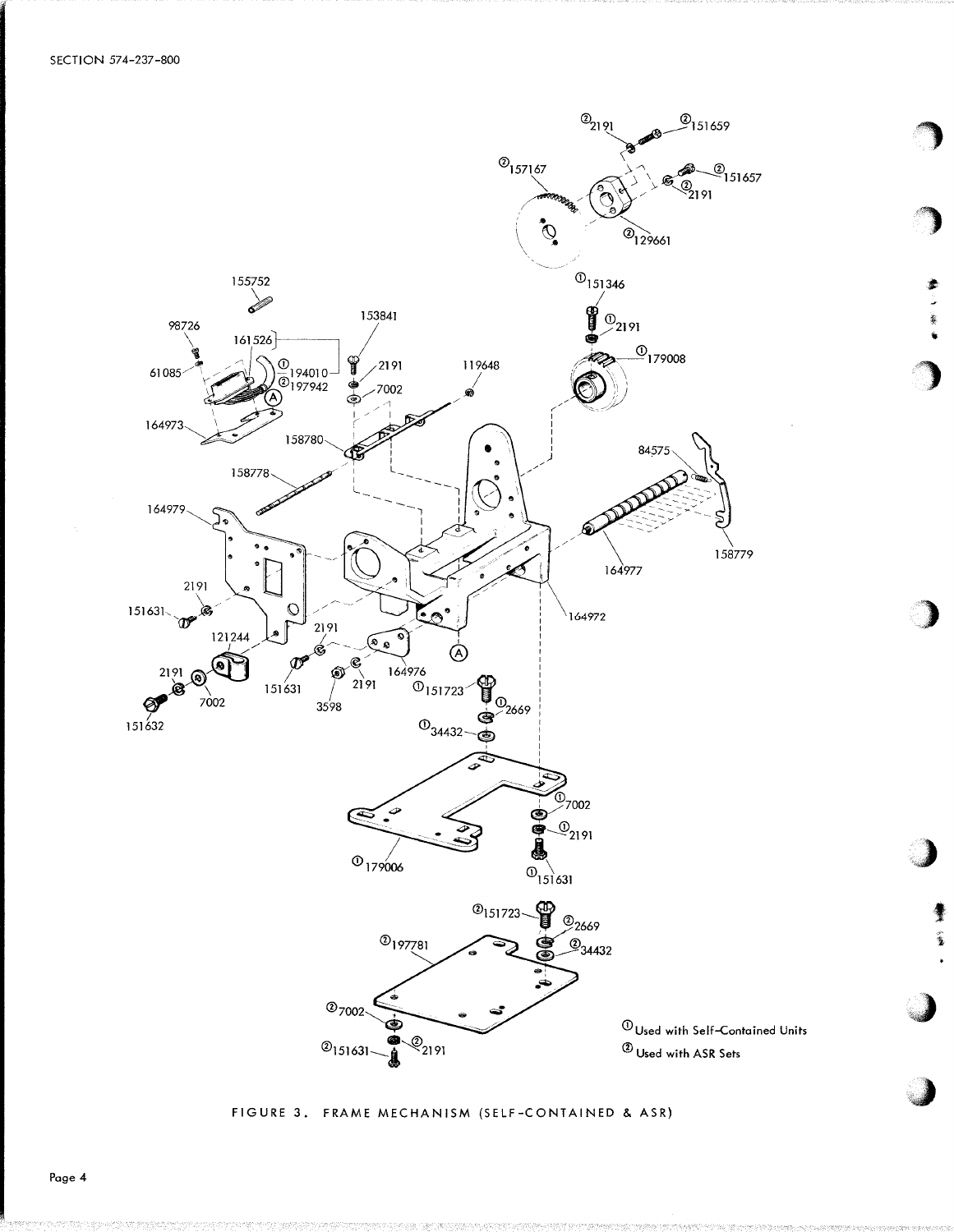① Used with Self-Contained Units

② Used with ASR Sets

FIGURE 3. FRAME MECHANISM (SELF-CONTAINED & ASR)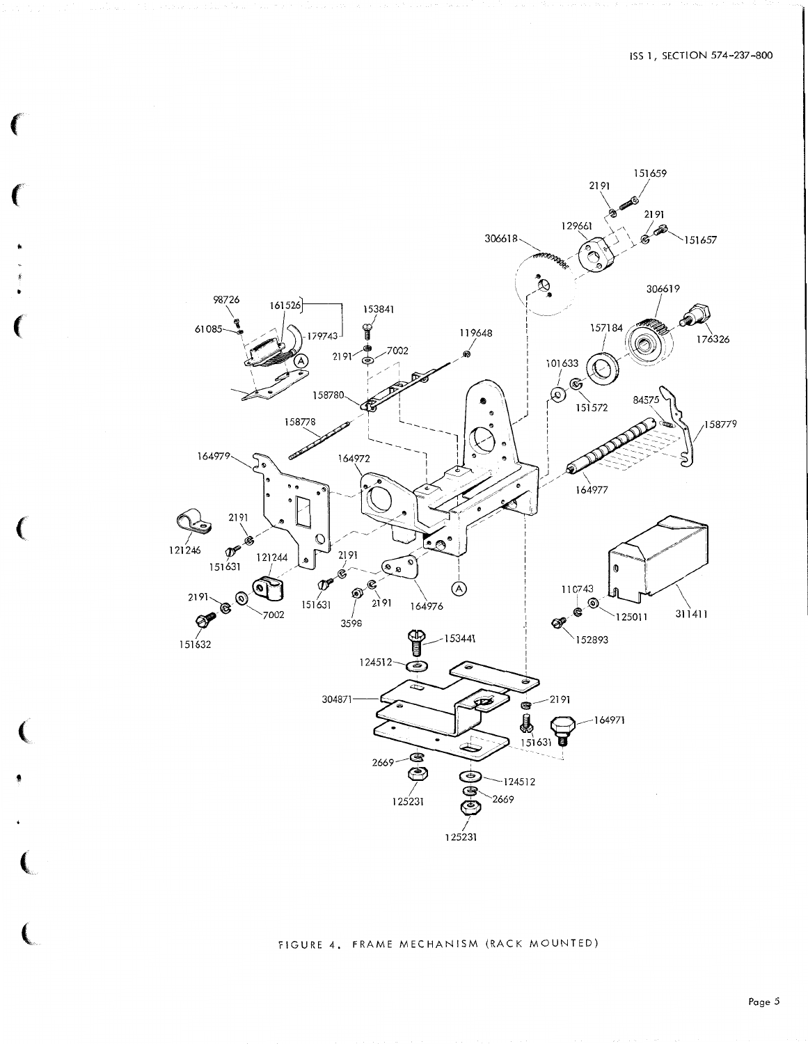FIGURE 4. FRAME MECHANISM (RACK MOUNTED)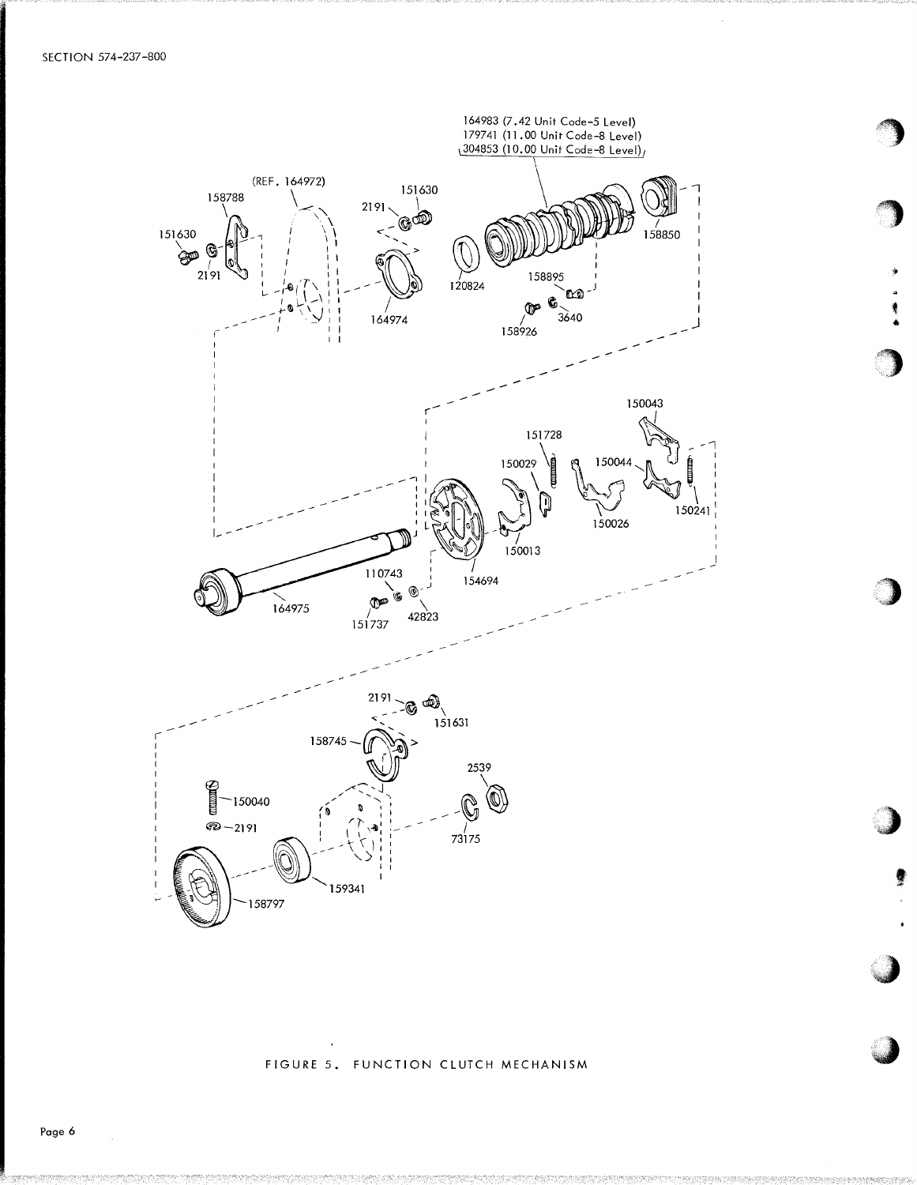SECTION 574-237-800

164983 (7.42 Unit Code-5 Level)
179741 (11.00 Unit Code-8 Level)
304853 (10.00 Unit Code-8 Level)

(REF. 164972)

158788

151630

2191

151630

2191

164974

120824

158850

158895

158926

3640

150043

151728

150029

150044

150026

150241

150013

154694

110743

164975

151737

42823

2191

151631

158745

2539

150040

2191

73175

159341

158797

FIGURE 5. FUNCTION CLUTCH MECHANISM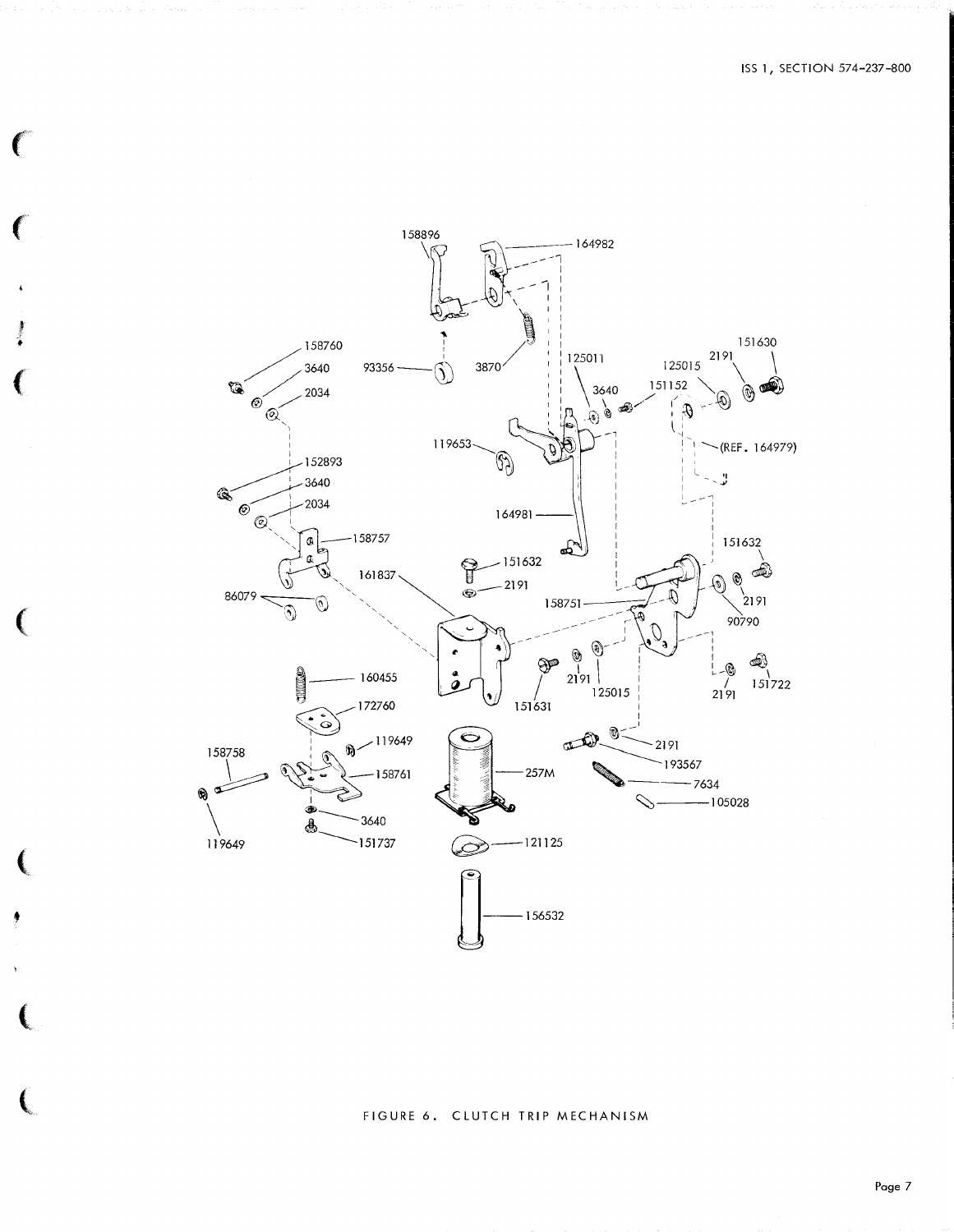FIGURE 6. CLUTCH TRIP MECHANISM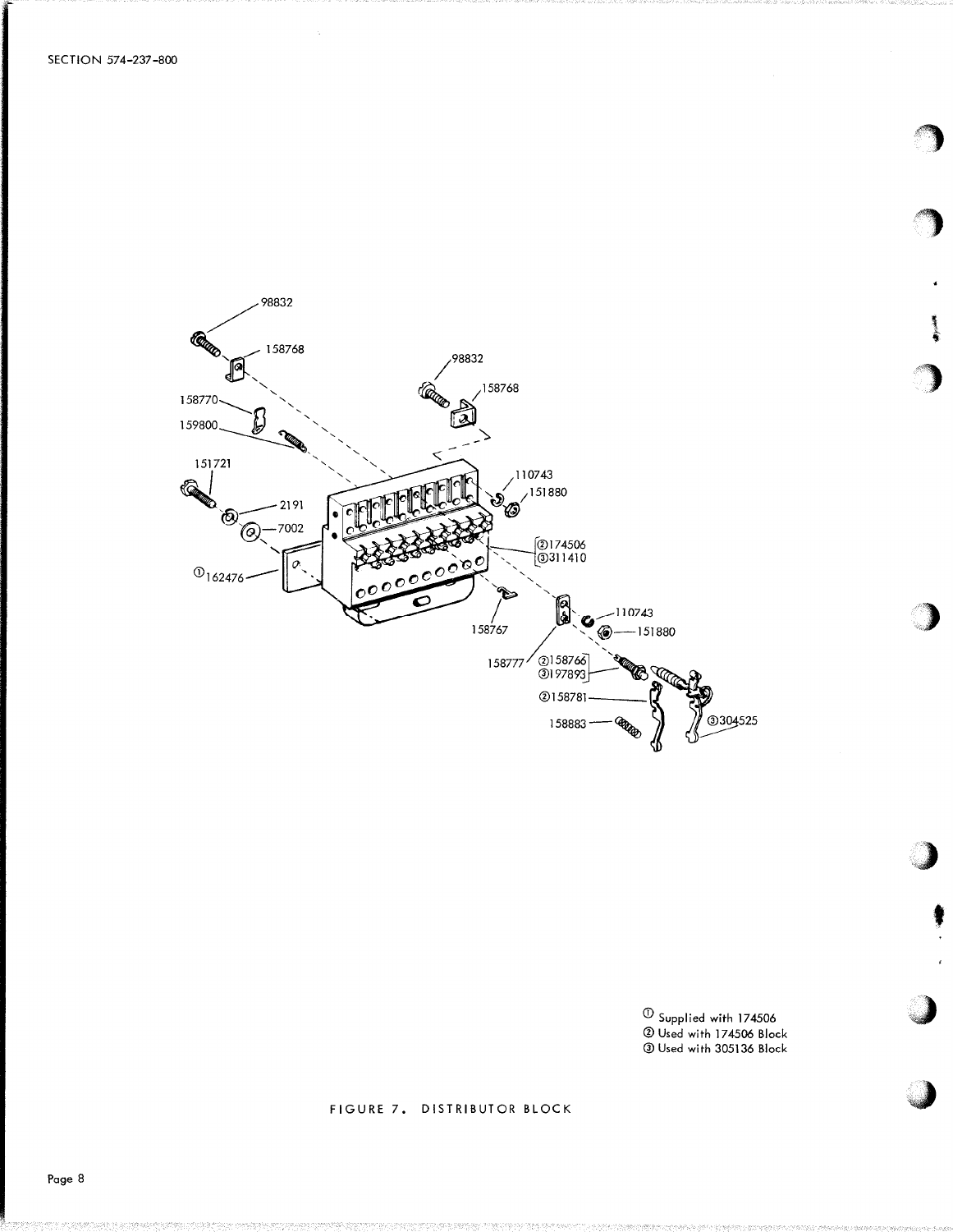98832

158768

98832

158768

158770

159800

151721

2191

7002

①162476

110743

151880

②174506
③311410

158767

110743

151880

158777

②158766
③197893

②158781

158883

③304525

① Supplied with 174506
② Used with 174506 Block
③ Used with 305136 Block

FIGURE 7. DISTRIBUTOR BLOCK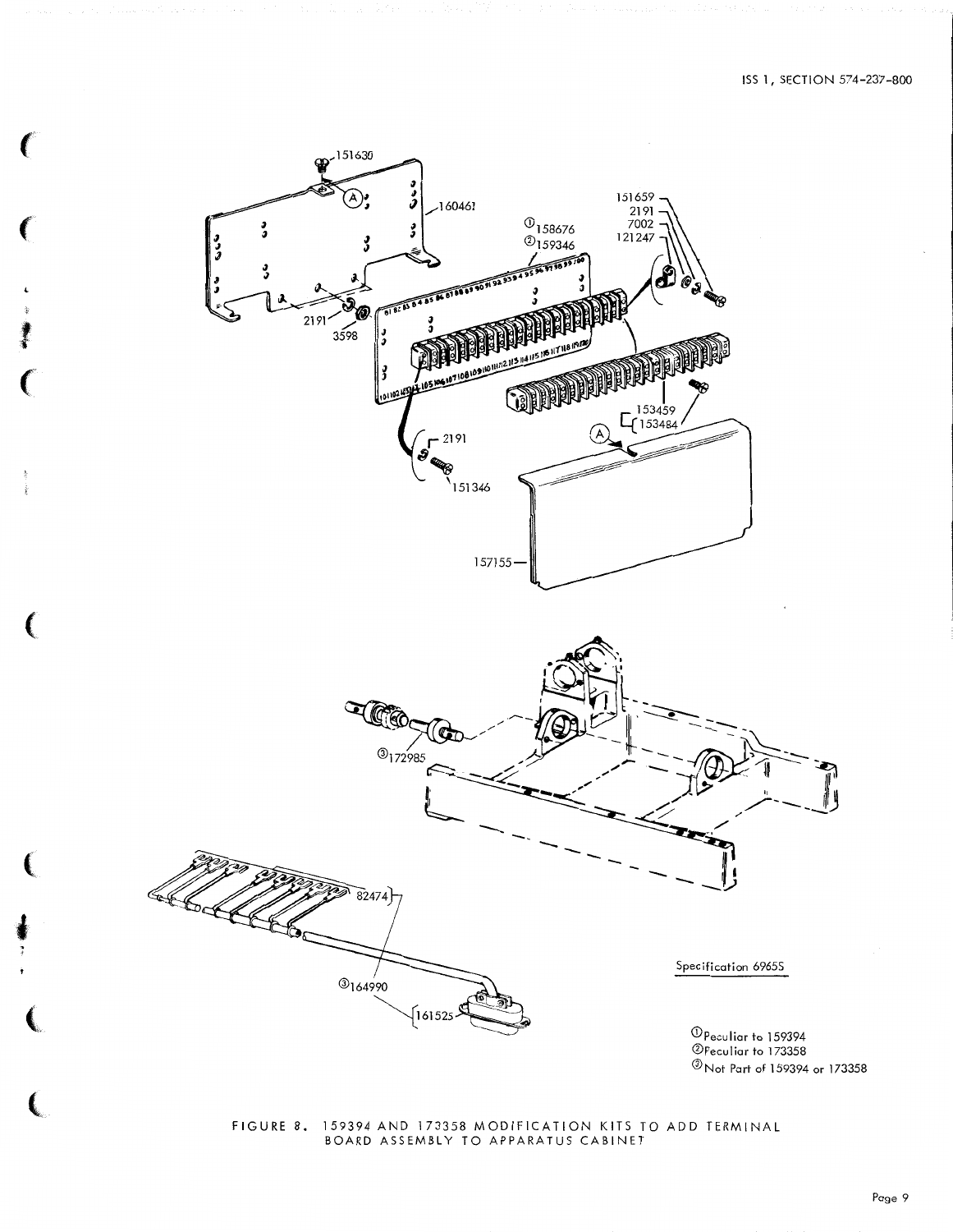Specification 6965S

①Peculiar to 159394
②Peculiar to 173358
③Not Part of 159394 or 173358

FIGURE 8. 159394 AND 173358 MODIFICATION KITS TO ADD TERMINAL BOARD ASSEMBLY TO APPARATUS CABINET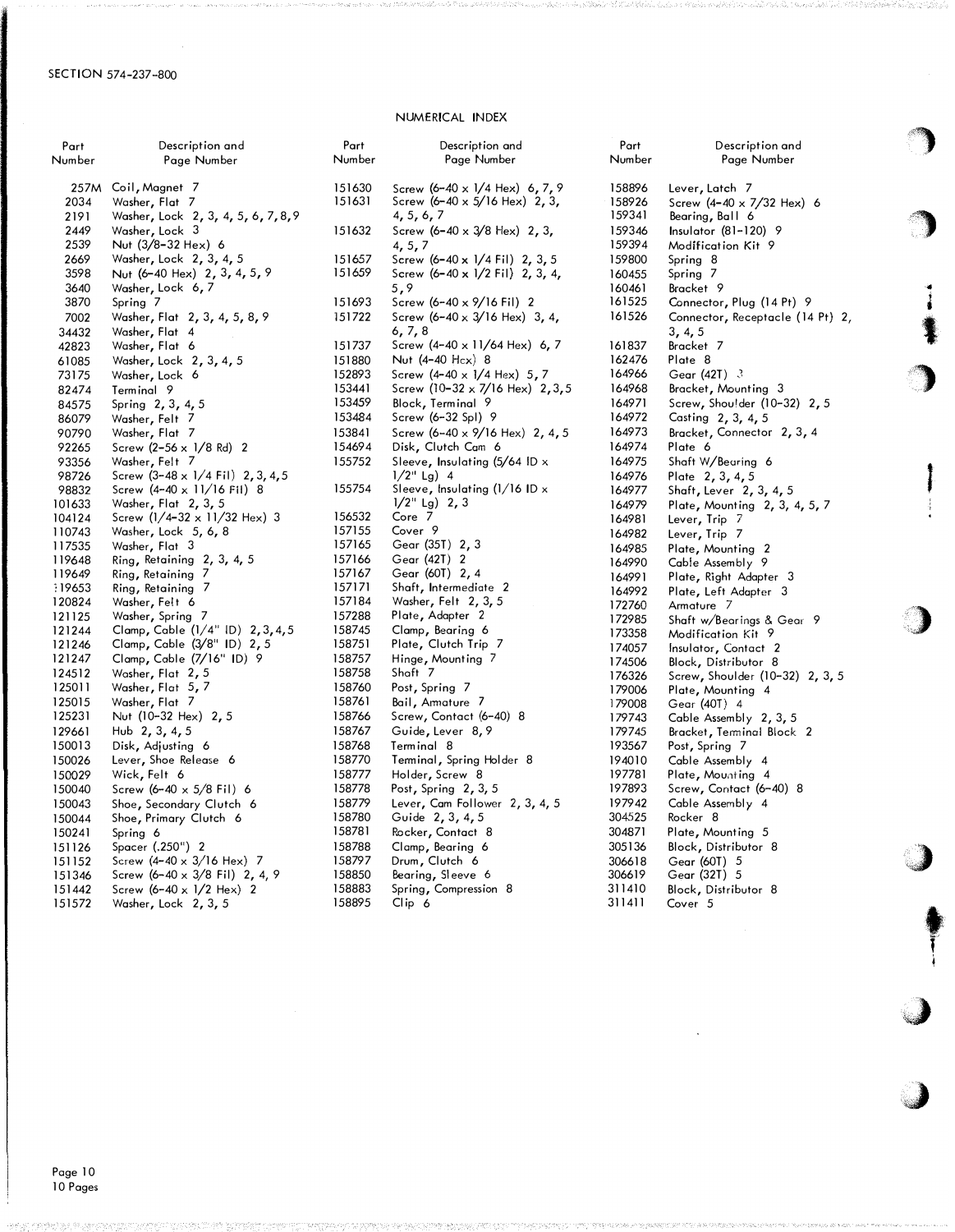SECTION 574-237-800

## NUMERICAL INDEX

| Part Number | Description and Page Number |
|---|---|
| 257M | Coil, Magnet 7 |
| 2034 | Washer, Flat 7 |
| 2191 | Washer, Lock 2, 3, 4, 5, 6, 7, 8, 9 |
| 2449 | Washer, Lock 3 |
| 2539 | Nut (3/8-32 Hex) 6 |
| 2669 | Washer, Lock 2, 3, 4, 5 |
| 3598 | Nut (6-40 Hex) 2, 3, 4, 5, 9 |
| 3640 | Washer, Lock 6, 7 |
| 3870 | Spring 7 |
| 7002 | Washer, Flat 2, 3, 4, 5, 8, 9 |
| 34432 | Washer, Flat 4 |
| 42823 | Washer, Flat 6 |
| 61085 | Washer, Lock 2, 3, 4, 5 |
| 73175 | Washer, Lock 6 |
| 82474 | Terminal 9 |
| 84575 | Spring 2, 3, 4, 5 |
| 86079 | Washer, Felt 7 |
| 90790 | Washer, Flat 7 |
| 92265 | Screw (2-56 x 1/8 Rd) 2 |
| 93356 | Washer, Felt 7 |
| 98726 | Screw (3-48 x 1/4 Fil) 2, 3, 4, 5 |
| 98832 | Screw (4-40 x 11/16 Fil) 8 |
| 101633 | Washer, Flat 2, 3, 5 |
| 104124 | Screw (1/4-32 x 11/32 Hex) 3 |
| 110743 | Washer, Lock 5, 6, 8 |
| 117535 | Washer, Flat 3 |
| 119648 | Ring, Retaining 2, 3, 4, 5 |
| 119649 | Ring, Retaining 7 |
| 119653 | Ring, Retaining 7 |
| 120824 | Washer, Felt 6 |
| 121125 | Washer, Spring 7 |
| 121244 | Clamp, Cable (1/4" ID) 2, 3, 4, 5 |
| 121246 | Clamp, Cable (3/8" ID) 2, 5 |
| 121247 | Clamp, Cable (7/16" ID) 9 |
| 124512 | Washer, Flat 2, 5 |
| 125011 | Washer, Flat 5, 7 |
| 125015 | Washer, Flat 7 |
| 125231 | Nut (10-32 Hex) 2, 5 |
| 129661 | Hub 2, 3, 4, 5 |
| 150013 | Disk, Adjusting 6 |
| 150026 | Lever, Shoe Release 6 |
| 150029 | Wick, Felt 6 |
| 150040 | Screw (6-40 x 5/8 Fil) 6 |
| 150043 | Shoe, Secondary Clutch 6 |
| 150044 | Shoe, Primary Clutch 6 |
| 150241 | Spring 6 |
| 151126 | Spacer (.250") 2 |
| 151152 | Screw (4-40 x 3/16 Hex) 7 |
| 151346 | Screw (6-40 x 3/8 Fil) 2, 4, 9 |
| 151442 | Screw (6-40 x 1/2 Hex) 2 |
| 151572 | Washer, Lock 2, 3, 5 |
| 151630 | Screw (6-40 x 1/4 Hex) 6, 7, 9 |
| 151631 | Screw (6-40 x 5/16 Hex) 2, 3, 4, 5, 6, 7 |
| 151632 | Screw (6-40 x 3/8 Hex) 2, 3, 4, 5, 7 |
| 151657 | Screw (6-40 x 1/4 Fil) 2, 3, 5 |
| 151659 | Screw (6-40 x 1/2 Fil) 2, 3, 4, 5, 9 |
| 151693 | Screw (6-40 x 9/16 Fil) 2 |
| 151722 | Screw (6-40 x 3/16 Hex) 3, 4, 6, 7, 8 |
| 151737 | Screw (4-40 x 11/64 Hex) 6, 7 |
| 151880 | Nut (4-40 Hex) 8 |
| 152893 | Screw (4-40 x 1/4 Hex) 5, 7 |
| 153441 | Screw (10-32 x 7/16 Hex) 2, 3, 5 |
| 153459 | Block, Terminal 9 |
| 153484 | Screw (6-32 Spl) 9 |
| 153841 | Screw (6-40 x 9/16 Hex) 2, 4, 5 |
| 154694 | Disk, Clutch Cam 6 |
| 155752 | Sleeve, Insulating (5/64 ID x 1/2" Lg) 4 |
| 155754 | Sleeve, Insulating (1/16 ID x 1/2" Lg) 2, 3 |
| 156532 | Core 7 |
| 157155 | Cover 9 |
| 157165 | Gear (35T) 2, 3 |
| 157166 | Gear (42T) 2 |
| 157167 | Gear (60T) 2, 4 |
| 157171 | Shaft, Intermediate 2 |
| 157184 | Washer, Felt 2, 3, 5 |
| 157288 | Plate, Adapter 2 |
| 158745 | Clamp, Bearing 6 |
| 158751 | Plate, Clutch Trip 7 |
| 158757 | Hinge, Mounting 7 |
| 158758 | Shaft 7 |
| 158760 | Post, Spring 7 |
| 158761 | Bail, Armature 7 |
| 158766 | Screw, Contact (6-40) 8 |
| 158767 | Guide, Lever 8, 9 |
| 158768 | Terminal 8 |
| 158770 | Terminal, Spring Holder 8 |
| 158777 | Holder, Screw 8 |
| 158778 | Post, Spring 2, 3, 5 |
| 158779 | Lever, Cam Follower 2, 3, 4, 5 |
| 158780 | Guide 2, 3, 4, 5 |
| 158781 | Rocker, Contact 8 |
| 158788 | Clamp, Bearing 6 |
| 158797 | Drum, Clutch 6 |
| 158850 | Bearing, Sleeve 6 |
| 158883 | Spring, Compression 8 |
| 158895 | Clip 6 |
| 158896 | Lever, Latch 7 |
| 158926 | Screw (4-40 x 7/32 Hex) 6 |
| 159341 | Bearing, Ball 6 |
| 159346 | Insulator (81-120) 9 |
| 159394 | Modification Kit 9 |
| 159800 | Spring 8 |
| 160455 | Spring 7 |
| 160461 | Bracket 9 |
| 161525 | Connector, Plug (14 Pt) 9 |
| 161526 | Connector, Receptacle (14 Pt) 2, 3, 4, 5 |
| 161837 | Bracket 7 |
| 162476 | Plate 8 |
| 164966 | Gear (42T) 3 |
| 164968 | Bracket, Mounting 3 |
| 164971 | Screw, Shoulder (10-32) 2, 5 |
| 164972 | Casting 2, 3, 4, 5 |
| 164973 | Bracket, Connector 2, 3, 4 |
| 164974 | Plate 6 |
| 164975 | Shaft W/Bearing 6 |
| 164976 | Plate 2, 3, 4, 5 |
| 164977 | Shaft, Lever 2, 3, 4, 5 |
| 164979 | Plate, Mounting 2, 3, 4, 5, 7 |
| 164981 | Lever, Trip 7 |
| 164982 | Lever, Trip 7 |
| 164985 | Plate, Mounting 2 |
| 164990 | Cable Assembly 9 |
| 164991 | Plate, Right Adapter 3 |
| 164992 | Plate, Left Adapter 3 |
| 172760 | Armature 7 |
| 172985 | Shaft w/Bearings & Gear 9 |
| 173358 | Modification Kit 9 |
| 174057 | Insulator, Contact 2 |
| 174506 | Block, Distributor 8 |
| 176326 | Screw, Shoulder (10-32) 2, 3, 5 |
| 179006 | Plate, Mounting 4 |
| 179008 | Gear (40T) 4 |
| 179743 | Cable Assembly 2, 3, 5 |
| 179745 | Bracket, Terminal Block 2 |
| 193567 | Post, Spring 7 |
| 194010 | Cable Assembly 4 |
| 197781 | Plate, Mounting 4 |
| 197893 | Screw, Contact (6-40) 8 |
| 197942 | Cable Assembly 4 |
| 304525 | Rocker 8 |
| 304871 | Plate, Mounting 5 |
| 305136 | Block, Distributor 8 |
| 306618 | Gear (60T) 5 |
| 306619 | Gear (32T) 5 |
| 311410 | Block, Distributor 8 |
| 311411 | Cover 5 |

10 Pages